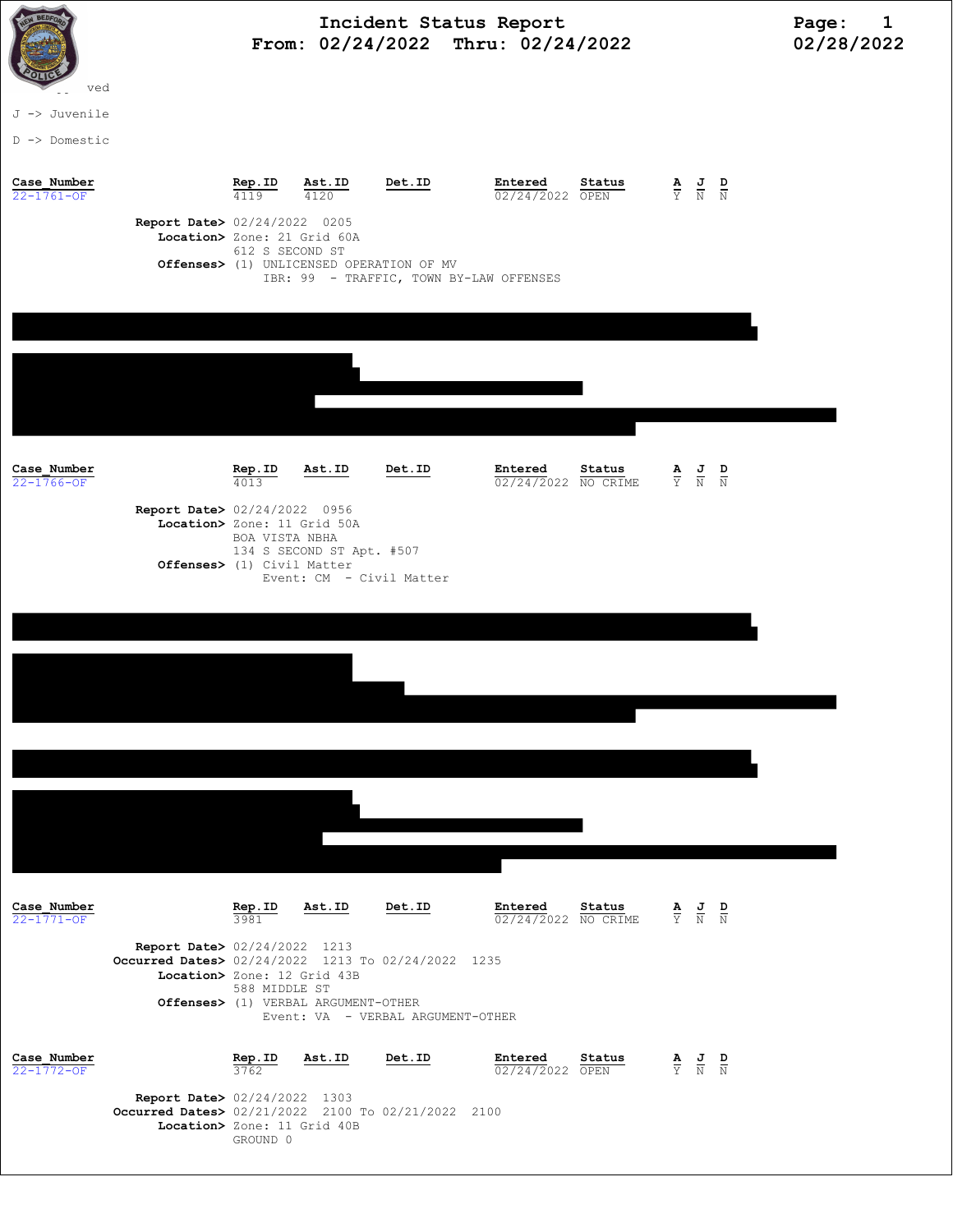# Incident Status Report

**From: 02/24/2022 Thru: 02/24/2022**

02/28/2022

ved

J -> Juvenile

D -> Domestic

| Case_Number | Rep.ID | Ast.ID | Det.ID | Entered | Status | A | J | D |
|---|---|---|---|---|---|---|---|---|
| 22-1761-OF | 4119 | 4120 | | 02/24/2022 | OPEN | Y | N | N |

**Report Date>** 02/24/2022 0205
**Location>** Zone: 21 Grid 60A
612 S SECOND ST
**Offenses>** (1) UNLICENSED OPERATION OF MV
IBR: 99 - TRAFFIC, TOWN BY-LAW OFFENSES

| Case_Number | Rep.ID | Ast.ID | Det.ID | Entered | Status | A | J | D |
|---|---|---|---|---|---|---|---|---|
| 22-1766-OF | 4013 | | | 02/24/2022 | NO CRIME | Y | N | N |

**Report Date>** 02/24/2022 0956
**Location>** Zone: 11 Grid 50A
BOA VISTA NBHA
134 S SECOND ST Apt. #507
**Offenses>** (1) Civil Matter
Event: CM - Civil Matter

| Case_Number | Rep.ID | Ast.ID | Det.ID | Entered | Status | A | J | D |
|---|---|---|---|---|---|---|---|---|
| 22-1771-OF | 3981 | | | 02/24/2022 | NO CRIME | Y | N | N |

**Report Date>** 02/24/2022 1213
**Occurred Dates>** 02/24/2022 1213 To 02/24/2022 1235
**Location>** Zone: 12 Grid 43B
588 MIDDLE ST
**Offenses>** (1) VERBAL ARGUMENT-OTHER
Event: VA - VERBAL ARGUMENT-OTHER

| Case_Number | Rep.ID | Ast.ID | Det.ID | Entered | Status | A | J | D |
|---|---|---|---|---|---|---|---|---|
| 22-1772-OF | 3762 | | | 02/24/2022 | OPEN | Y | N | N |

**Report Date>** 02/24/2022 1303
**Occurred Dates>** 02/21/2022 2100 To 02/21/2022 2100
**Location>** Zone: 11 Grid 40B
GROUND 0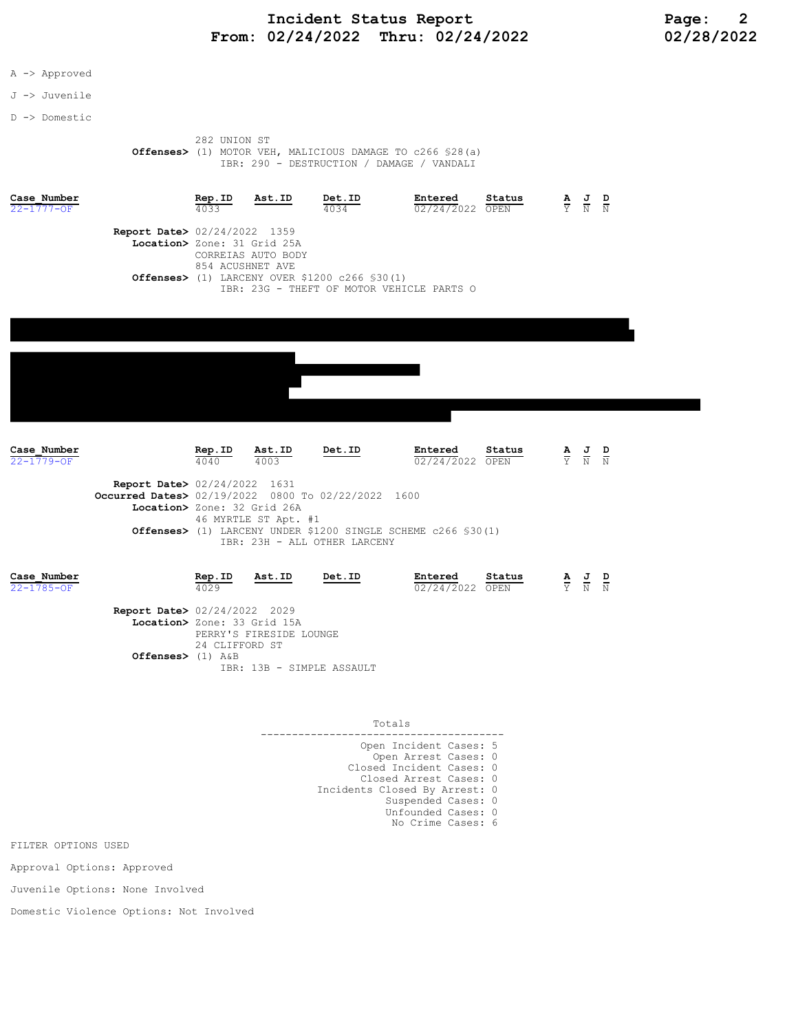A -> Approved

J -> Juvenile

D -> Domestic

282 UNION ST
**Offenses>** (1) MOTOR VEH, MALICIOUS DAMAGE TO c266 §28(a)
IBR: 290 - DESTRUCTION / DAMAGE / VANDALI

| Case_Number | Rep.ID | Ast.ID | Det.ID | Entered | Status | A | J | D |
|---|---|---|---|---|---|---|---|---|
| 22-1777-OF | 4033 | | 4034 | 02/24/2022 | OPEN | Y | N | N |

**Report Date>** 02/24/2022 1359
**Location>** Zone: 31 Grid 25A
CORREIAS AUTO BODY
854 ACUSHNET AVE
**Offenses>** (1) LARCENY OVER $1200 c266 §30(1)
IBR: 23G - THEFT OF MOTOR VEHICLE PARTS O

| Case_Number | Rep.ID | Ast.ID | Det.ID | Entered | Status | A | J | D |
|---|---|---|---|---|---|---|---|---|
| 22-1779-OF | 4040 | 4003 | | 02/24/2022 | OPEN | Y | N | N |

**Report Date>** 02/24/2022 1631
**Occurred Dates>** 02/19/2022 0800 To 02/22/2022 1600
**Location>** Zone: 32 Grid 26A
46 MYRTLE ST Apt. #1
**Offenses>** (1) LARCENY UNDER $1200 SINGLE SCHEME c266 §30(1)
IBR: 23H - ALL OTHER LARCENY

| Case_Number | Rep.ID | Ast.ID | Det.ID | Entered | Status | A | J | D |
|---|---|---|---|---|---|---|---|---|
| 22-1785-OF | 4029 | | | 02/24/2022 | OPEN | Y | N | N |

**Report Date>** 02/24/2022 2029
**Location>** Zone: 33 Grid 15A
PERRY'S FIRESIDE LOUNGE
24 CLIFFORD ST
**Offenses>** (1) A&B
IBR: 13B - SIMPLE ASSAULT

Totals

| | |
|---|---|
| Open Incident Cases: | 5 |
| Open Arrest Cases: | 0 |
| Closed Incident Cases: | 0 |
| Closed Arrest Cases: | 0 |
| Incidents Closed By Arrest: | 0 |
| Suspended Cases: | 0 |
| Unfounded Cases: | 0 |
| No Crime Cases: | 6 |

FILTER OPTIONS USED

Approval Options: Approved

Juvenile Options: None Involved

Domestic Violence Options: Not Involved